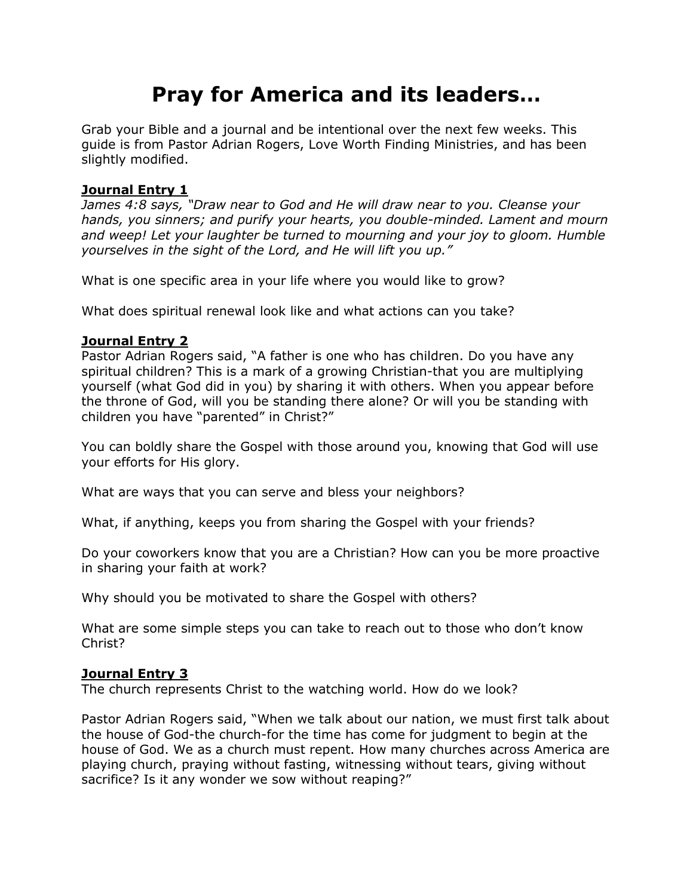# Pray for America and its leaders…

Grab your Bible and a journal and be intentional over the next few weeks. This guide is from Pastor Adrian Rogers, Love Worth Finding Ministries, and has been slightly modified.

**Journal Entry 1**

*James 4:8 says, "Draw near to God and He will draw near to you. Cleanse your hands, you sinners; and purify your hearts, you double-minded. Lament and mourn and weep! Let your laughter be turned to mourning and your joy to gloom. Humble yourselves in the sight of the Lord, and He will lift you up."*

What is one specific area in your life where you would like to grow?

What does spiritual renewal look like and what actions can you take?

**Journal Entry 2**

Pastor Adrian Rogers said, "A father is one who has children. Do you have any spiritual children? This is a mark of a growing Christian-that you are multiplying yourself (what God did in you) by sharing it with others. When you appear before the throne of God, will you be standing there alone? Or will you be standing with children you have "parented" in Christ?"

You can boldly share the Gospel with those around you, knowing that God will use your efforts for His glory.

What are ways that you can serve and bless your neighbors?

What, if anything, keeps you from sharing the Gospel with your friends?

Do your coworkers know that you are a Christian? How can you be more proactive in sharing your faith at work?

Why should you be motivated to share the Gospel with others?

What are some simple steps you can take to reach out to those who don't know Christ?

**Journal Entry 3**

The church represents Christ to the watching world. How do we look?

Pastor Adrian Rogers said, "When we talk about our nation, we must first talk about the house of God-the church-for the time has come for judgment to begin at the house of God. We as a church must repent. How many churches across America are playing church, praying without fasting, witnessing without tears, giving without sacrifice? Is it any wonder we sow without reaping?"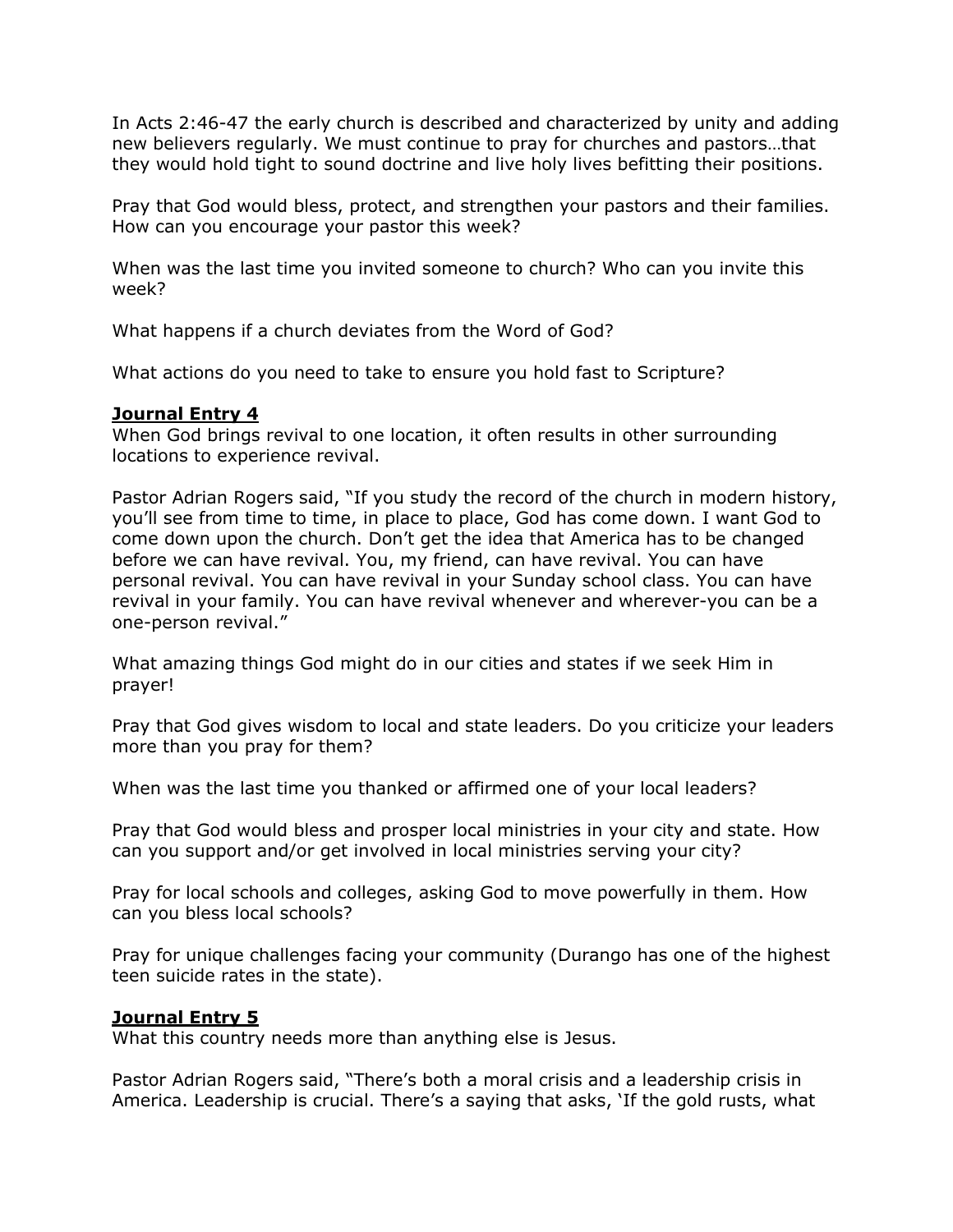In Acts 2:46-47 the early church is described and characterized by unity and adding new believers regularly. We must continue to pray for churches and pastors…that they would hold tight to sound doctrine and live holy lives befitting their positions.

Pray that God would bless, protect, and strengthen your pastors and their families. How can you encourage your pastor this week?

When was the last time you invited someone to church? Who can you invite this week?

What happens if a church deviates from the Word of God?

What actions do you need to take to ensure you hold fast to Scripture?

**Journal Entry 4**

When God brings revival to one location, it often results in other surrounding locations to experience revival.

Pastor Adrian Rogers said, "If you study the record of the church in modern history, you'll see from time to time, in place to place, God has come down. I want God to come down upon the church. Don't get the idea that America has to be changed before we can have revival. You, my friend, can have revival. You can have personal revival. You can have revival in your Sunday school class. You can have revival in your family. You can have revival whenever and wherever-you can be a one-person revival."

What amazing things God might do in our cities and states if we seek Him in prayer!

Pray that God gives wisdom to local and state leaders. Do you criticize your leaders more than you pray for them?

When was the last time you thanked or affirmed one of your local leaders?

Pray that God would bless and prosper local ministries in your city and state. How can you support and/or get involved in local ministries serving your city?

Pray for local schools and colleges, asking God to move powerfully in them. How can you bless local schools?

Pray for unique challenges facing your community (Durango has one of the highest teen suicide rates in the state).

**Journal Entry 5**

What this country needs more than anything else is Jesus.

Pastor Adrian Rogers said, "There's both a moral crisis and a leadership crisis in America. Leadership is crucial. There's a saying that asks, 'If the gold rusts, what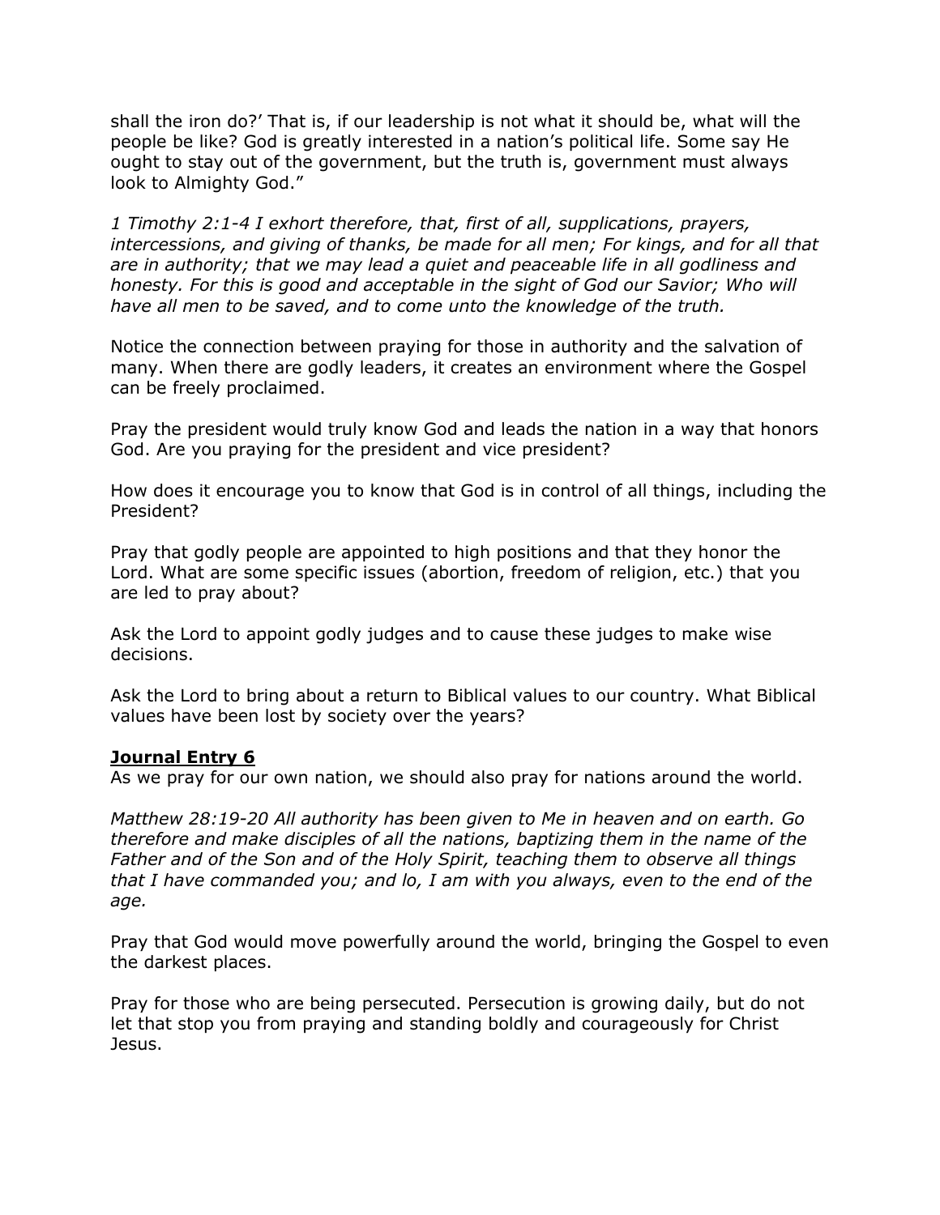shall the iron do?' That is, if our leadership is not what it should be, what will the people be like? God is greatly interested in a nation's political life. Some say He ought to stay out of the government, but the truth is, government must always look to Almighty God."

*1 Timothy 2:1-4 I exhort therefore, that, first of all, supplications, prayers, intercessions, and giving of thanks, be made for all men; For kings, and for all that are in authority; that we may lead a quiet and peaceable life in all godliness and honesty. For this is good and acceptable in the sight of God our Savior; Who will have all men to be saved, and to come unto the knowledge of the truth.*

Notice the connection between praying for those in authority and the salvation of many. When there are godly leaders, it creates an environment where the Gospel can be freely proclaimed.

Pray the president would truly know God and leads the nation in a way that honors God. Are you praying for the president and vice president?

How does it encourage you to know that God is in control of all things, including the President?

Pray that godly people are appointed to high positions and that they honor the Lord. What are some specific issues (abortion, freedom of religion, etc.) that you are led to pray about?

Ask the Lord to appoint godly judges and to cause these judges to make wise decisions.

Ask the Lord to bring about a return to Biblical values to our country. What Biblical values have been lost by society over the years?

**Journal Entry 6**

As we pray for our own nation, we should also pray for nations around the world.

*Matthew 28:19-20 All authority has been given to Me in heaven and on earth. Go therefore and make disciples of all the nations, baptizing them in the name of the Father and of the Son and of the Holy Spirit, teaching them to observe all things that I have commanded you; and lo, I am with you always, even to the end of the age.*

Pray that God would move powerfully around the world, bringing the Gospel to even the darkest places.

Pray for those who are being persecuted. Persecution is growing daily, but do not let that stop you from praying and standing boldly and courageously for Christ Jesus.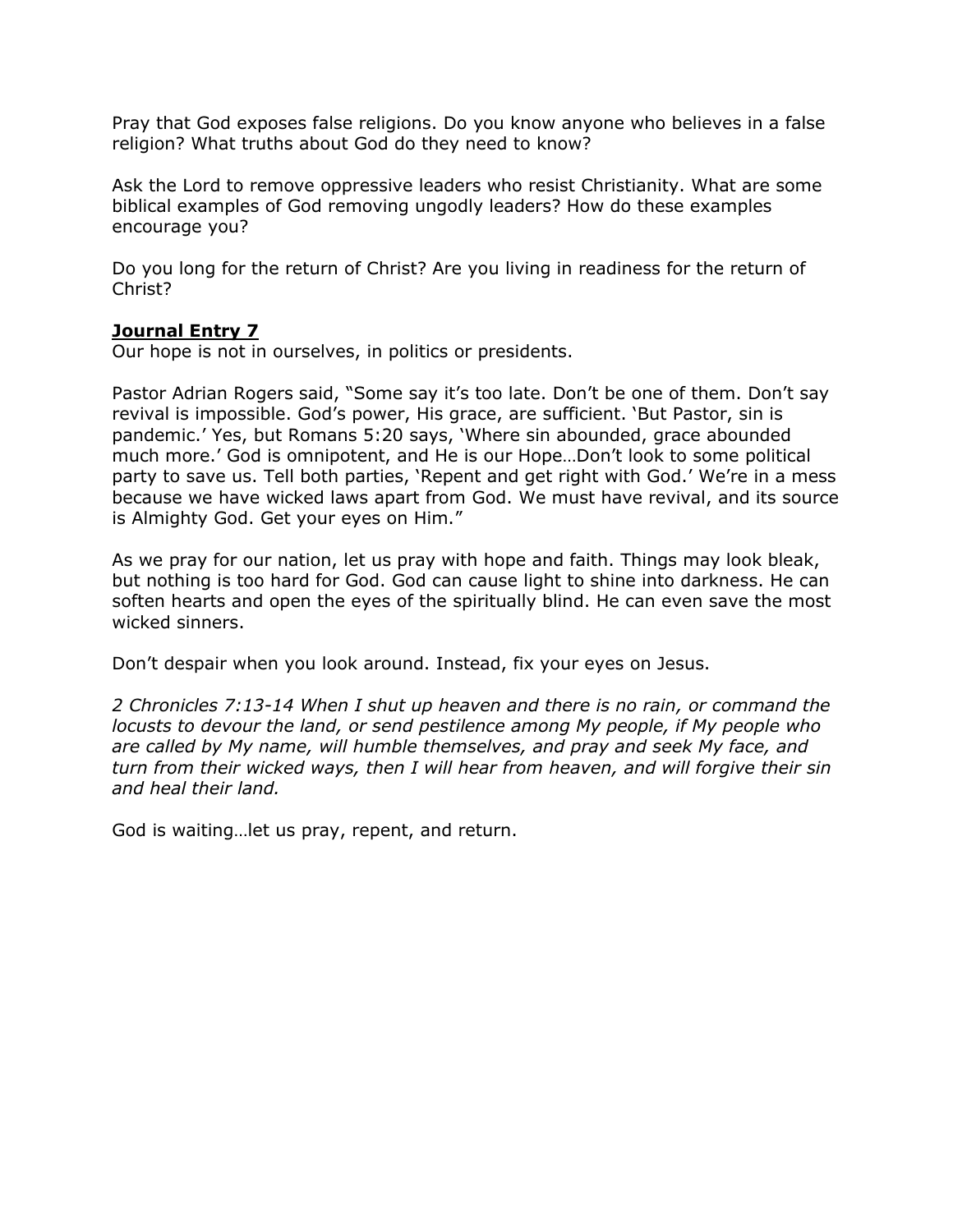Pray that God exposes false religions. Do you know anyone who believes in a false religion? What truths about God do they need to know?

Ask the Lord to remove oppressive leaders who resist Christianity. What are some biblical examples of God removing ungodly leaders? How do these examples encourage you?

Do you long for the return of Christ? Are you living in readiness for the return of Christ?

**Journal Entry 7**

Our hope is not in ourselves, in politics or presidents.

Pastor Adrian Rogers said, "Some say it's too late. Don't be one of them. Don't say revival is impossible. God's power, His grace, are sufficient. 'But Pastor, sin is pandemic.' Yes, but Romans 5:20 says, 'Where sin abounded, grace abounded much more.' God is omnipotent, and He is our Hope…Don't look to some political party to save us. Tell both parties, 'Repent and get right with God.' We're in a mess because we have wicked laws apart from God. We must have revival, and its source is Almighty God. Get your eyes on Him."

As we pray for our nation, let us pray with hope and faith. Things may look bleak, but nothing is too hard for God. God can cause light to shine into darkness. He can soften hearts and open the eyes of the spiritually blind. He can even save the most wicked sinners.

Don't despair when you look around. Instead, fix your eyes on Jesus.

*2 Chronicles 7:13-14 When I shut up heaven and there is no rain, or command the locusts to devour the land, or send pestilence among My people, if My people who are called by My name, will humble themselves, and pray and seek My face, and turn from their wicked ways, then I will hear from heaven, and will forgive their sin and heal their land.*

God is waiting…let us pray, repent, and return.